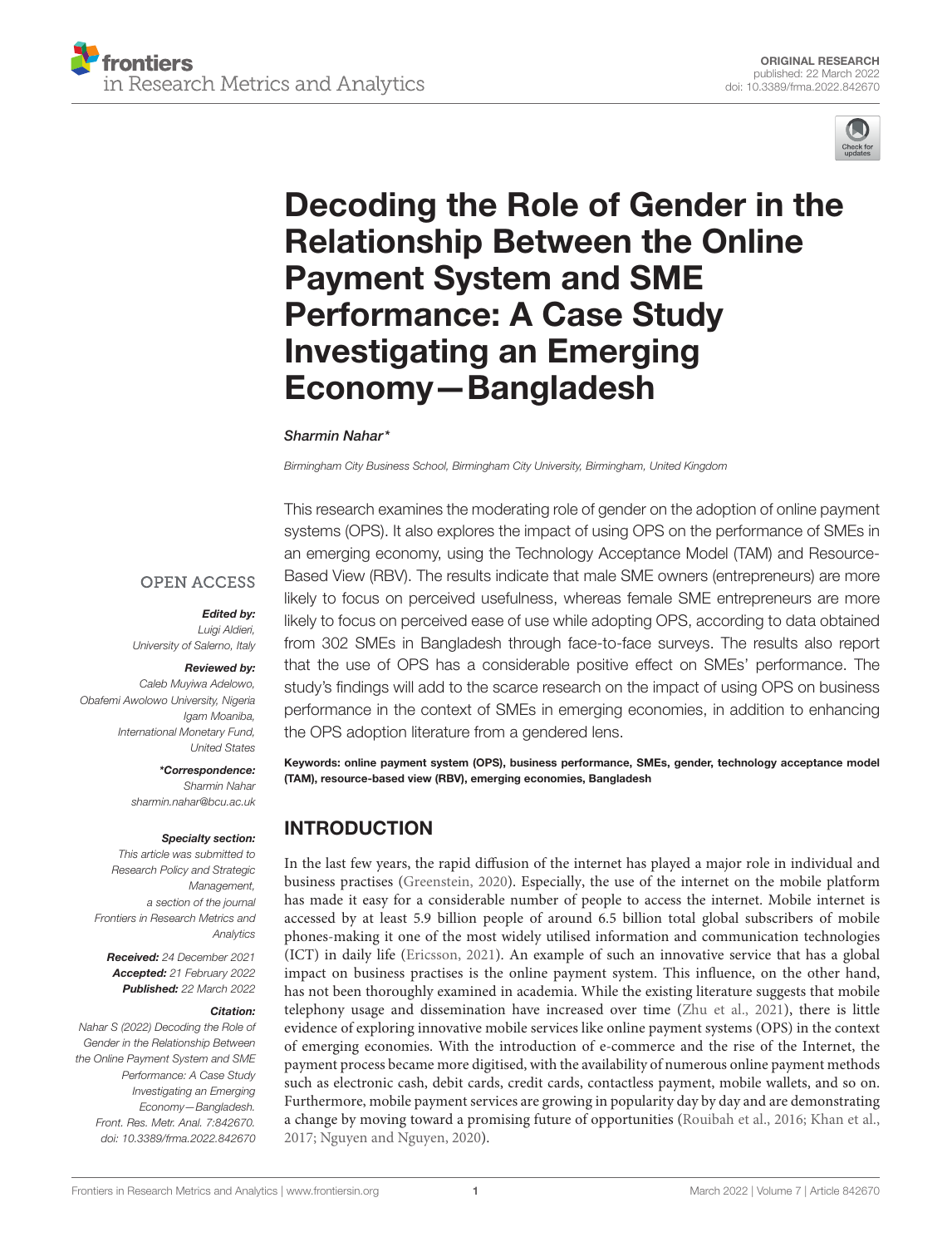ORIGINAL RESEARCH
published: 22 March 2022
doi: 10.3389/frma.2022.842670

# Decoding the Role of Gender in the Relationship Between the Online Payment System and SME Performance: A Case Study Investigating an Emerging Economy—Bangladesh

*Sharmin Nahar**

*Birmingham City Business School, Birmingham City University, Birmingham, United Kingdom*

This research examines the moderating role of gender on the adoption of online payment systems (OPS). It also explores the impact of using OPS on the performance of SMEs in an emerging economy, using the Technology Acceptance Model (TAM) and Resource-Based View (RBV). The results indicate that male SME owners (entrepreneurs) are more likely to focus on perceived usefulness, whereas female SME entrepreneurs are more likely to focus on perceived ease of use while adopting OPS, according to data obtained from 302 SMEs in Bangladesh through face-to-face surveys. The results also report that the use of OPS has a considerable positive effect on SMEs' performance. The study's findings will add to the scarce research on the impact of using OPS on business performance in the context of SMEs in emerging economies, in addition to enhancing the OPS adoption literature from a gendered lens.

**Keywords: online payment system (OPS), business performance, SMEs, gender, technology acceptance model (TAM), resource-based view (RBV), emerging economies, Bangladesh**

OPEN ACCESS

***Edited by:***
*Luigi Aldieri,*
*University of Salerno, Italy*

***Reviewed by:***
*Caleb Muyiwa Adelowo,*
*Obafemi Awolowo University, Nigeria*
*Igam Moaniba,*
*International Monetary Fund,*
*United States*

***\*Correspondence:***
*Sharmin Nahar*
*sharmin.nahar@bcu.ac.uk*

***Specialty section:***
*This article was submitted to Research Policy and Strategic Management, a section of the journal Frontiers in Research Metrics and Analytics*

***Received:*** *24 December 2021*
***Accepted:*** *21 February 2022*
***Published:*** *22 March 2022*

***Citation:***
*Nahar S (2022) Decoding the Role of Gender in the Relationship Between the Online Payment System and SME Performance: A Case Study Investigating an Emerging Economy—Bangladesh. Front. Res. Metr. Anal. 7:842670. doi: 10.3389/frma.2022.842670*

## INTRODUCTION

In the last few years, the rapid diffusion of the internet has played a major role in individual and business practises (Greenstein, 2020). Especially, the use of the internet on the mobile platform has made it easy for a considerable number of people to access the internet. Mobile internet is accessed by at least 5.9 billion people of around 6.5 billion total global subscribers of mobile phones-making it one of the most widely utilised information and communication technologies (ICT) in daily life (Ericsson, 2021). An example of such an innovative service that has a global impact on business practises is the online payment system. This influence, on the other hand, has not been thoroughly examined in academia. While the existing literature suggests that mobile telephony usage and dissemination have increased over time (Zhu et al., 2021), there is little evidence of exploring innovative mobile services like online payment systems (OPS) in the context of emerging economies. With the introduction of e-commerce and the rise of the Internet, the payment process became more digitised, with the availability of numerous online payment methods such as electronic cash, debit cards, credit cards, contactless payment, mobile wallets, and so on. Furthermore, mobile payment services are growing in popularity day by day and are demonstrating a change by moving toward a promising future of opportunities (Rouibah et al., 2016; Khan et al., 2017; Nguyen and Nguyen, 2020).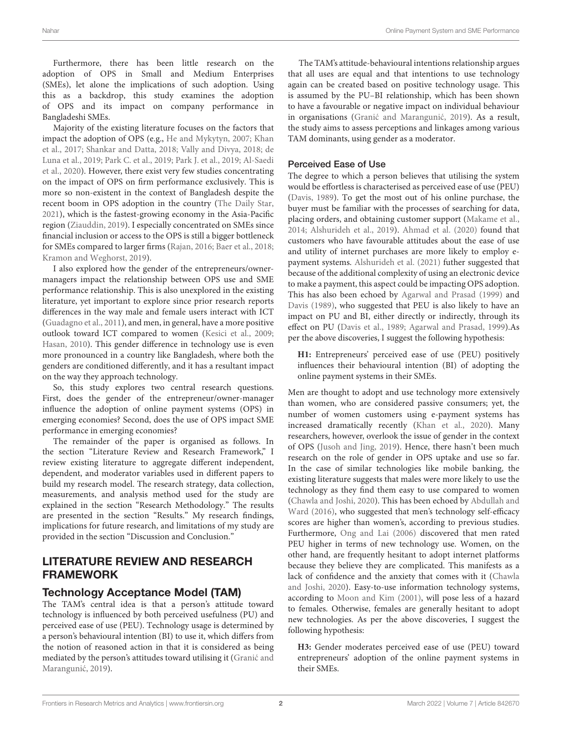Furthermore, there has been little research on the adoption of OPS in Small and Medium Enterprises (SMEs), let alone the implications of such adoption. Using this as a backdrop, this study examines the adoption of OPS and its impact on company performance in Bangladeshi SMEs.

Majority of the existing literature focuses on the factors that impact the adoption of OPS (e.g., He and Mykytyn, 2007; Khan et al., 2017; Shankar and Datta, 2018; Vally and Divya, 2018; de Luna et al., 2019; Park C. et al., 2019; Park J. et al., 2019; Al-Saedi et al., 2020). However, there exist very few studies concentrating on the impact of OPS on firm performance exclusively. This is more so non-existent in the context of Bangladesh despite the recent boom in OPS adoption in the country (The Daily Star, 2021), which is the fastest-growing economy in the Asia-Pacific region (Ziauddin, 2019). I especially concentrated on SMEs since financial inclusion or access to the OPS is still a bigger bottleneck for SMEs compared to larger firms (Rajan, 2016; Baer et al., 2018; Kramon and Weghorst, 2019).

I also explored how the gender of the entrepreneurs/owner-managers impact the relationship between OPS use and SME performance relationship. This is also unexplored in the existing literature, yet important to explore since prior research reports differences in the way male and female users interact with ICT (Guadagno et al., 2011), and men, in general, have a more positive outlook toward ICT compared to women (Kesici et al., 2009; Hasan, 2010). This gender difference in technology use is even more pronounced in a country like Bangladesh, where both the genders are conditioned differently, and it has a resultant impact on the way they approach technology.

So, this study explores two central research questions. First, does the gender of the entrepreneur/owner-manager influence the adoption of online payment systems (OPS) in emerging economies? Second, does the use of OPS impact SME performance in emerging economies?

The remainder of the paper is organised as follows. In the section "Literature Review and Research Framework," I review existing literature to aggregate different independent, dependent, and moderator variables used in different papers to build my research model. The research strategy, data collection, measurements, and analysis method used for the study are explained in the section "Research Methodology." The results are presented in the section "Results." My research findings, implications for future research, and limitations of my study are provided in the section "Discussion and Conclusion."

## LITERATURE REVIEW AND RESEARCH FRAMEWORK

### Technology Acceptance Model (TAM)

The TAM's central idea is that a person's attitude toward technology is influenced by both perceived usefulness (PU) and perceived ease of use (PEU). Technology usage is determined by a person's behavioural intention (BI) to use it, which differs from the notion of reasoned action in that it is considered as being mediated by the person's attitudes toward utilising it (Granić and Marangunić, 2019).

The TAM's attitude-behavioural intentions relationship argues that all uses are equal and that intentions to use technology again can be created based on positive technology usage. This is assumed by the PU–BI relationship, which has been shown to have a favourable or negative impact on individual behaviour in organisations (Granić and Marangunić, 2019). As a result, the study aims to assess perceptions and linkages among various TAM dominants, using gender as a moderator.

#### Perceived Ease of Use

The degree to which a person believes that utilising the system would be effortless is characterised as perceived ease of use (PEU) (Davis, 1989). To get the most out of his online purchase, the buyer must be familiar with the processes of searching for data, placing orders, and obtaining customer support (Makame et al., 2014; Alshurideh et al., 2019). Ahmad et al. (2020) found that customers who have favourable attitudes about the ease of use and utility of internet purchases are more likely to employ e-payment systems. Alshurideh et al. (2021) futher suggested that because of the additional complexity of using an electronic device to make a payment, this aspect could be impacting OPS adoption. This has also been echoed by Agarwal and Prasad (1999) and Davis (1989), who suggested that PEU is also likely to have an impact on PU and BI, either directly or indirectly, through its effect on PU (Davis et al., 1989; Agarwal and Prasad, 1999).As per the above discoveries, I suggest the following hypothesis:

> **H1:** Entrepreneurs' perceived ease of use (PEU) positively influences their behavioural intention (BI) of adopting the online payment systems in their SMEs.

Men are thought to adopt and use technology more extensively than women, who are considered passive consumers; yet, the number of women customers using e-payment systems has increased dramatically recently (Khan et al., 2020). Many researchers, however, overlook the issue of gender in the context of OPS (Jusoh and Jing, 2019). Hence, there hasn't been much research on the role of gender in OPS uptake and use so far. In the case of similar technologies like mobile banking, the existing literature suggests that males were more likely to use the technology as they find them easy to use compared to women (Chawla and Joshi, 2020). This has been echoed by Abdullah and Ward (2016), who suggested that men's technology self-efficacy scores are higher than women's, according to previous studies. Furthermore, Ong and Lai (2006) discovered that men rated PEU higher in terms of new technology use. Women, on the other hand, are frequently hesitant to adopt internet platforms because they believe they are complicated. This manifests as a lack of confidence and the anxiety that comes with it (Chawla and Joshi, 2020). Easy-to-use information technology systems, according to Moon and Kim (2001), will pose less of a hazard to females. Otherwise, females are generally hesitant to adopt new technologies. As per the above discoveries, I suggest the following hypothesis:

> **H3:** Gender moderates perceived ease of use (PEU) toward entrepreneurs' adoption of the online payment systems in their SMEs.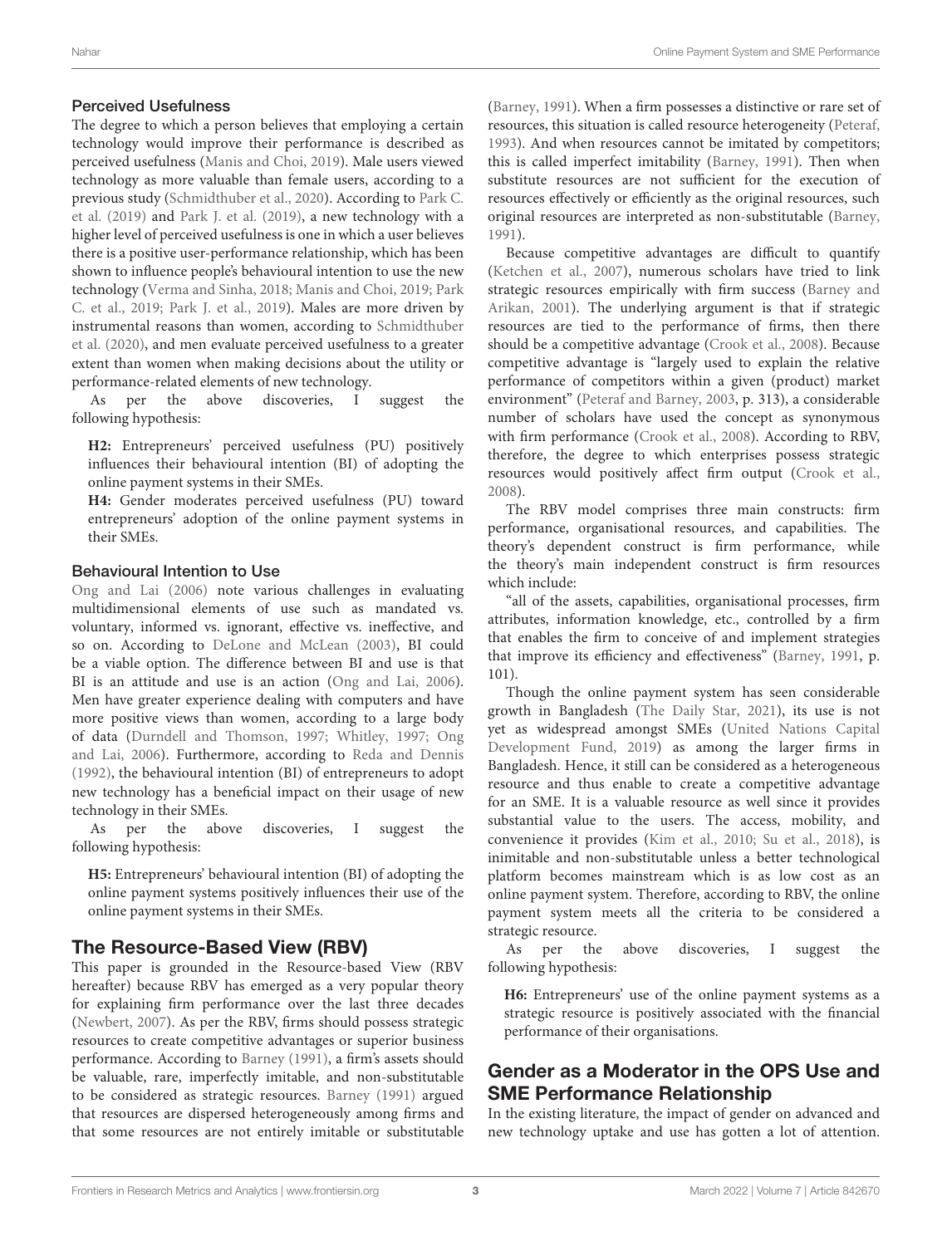### Perceived Usefulness

The degree to which a person believes that employing a certain technology would improve their performance is described as perceived usefulness (Manis and Choi, 2019). Male users viewed technology as more valuable than female users, according to a previous study (Schmidthuber et al., 2020). According to Park C. et al. (2019) and Park J. et al. (2019), a new technology with a higher level of perceived usefulness is one in which a user believes there is a positive user-performance relationship, which has been shown to influence people's behavioural intention to use the new technology (Verma and Sinha, 2018; Manis and Choi, 2019; Park C. et al., 2019; Park J. et al., 2019). Males are more driven by instrumental reasons than women, according to Schmidthuber et al. (2020), and men evaluate perceived usefulness to a greater extent than women when making decisions about the utility or performance-related elements of new technology.

As per the above discoveries, I suggest the following hypothesis:

> **H2:** Entrepreneurs' perceived usefulness (PU) positively influences their behavioural intention (BI) of adopting the online payment systems in their SMEs.
>
> **H4:** Gender moderates perceived usefulness (PU) toward entrepreneurs' adoption of the online payment systems in their SMEs.

### Behavioural Intention to Use

Ong and Lai (2006) note various challenges in evaluating multidimensional elements of use such as mandated vs. voluntary, informed vs. ignorant, effective vs. ineffective, and so on. According to DeLone and McLean (2003), BI could be a viable option. The difference between BI and use is that BI is an attitude and use is an action (Ong and Lai, 2006). Men have greater experience dealing with computers and have more positive views than women, according to a large body of data (Durndell and Thomson, 1997; Whitley, 1997; Ong and Lai, 2006). Furthermore, according to Reda and Dennis (1992), the behavioural intention (BI) of entrepreneurs to adopt new technology has a beneficial impact on their usage of new technology in their SMEs.

As per the above discoveries, I suggest the following hypothesis:

> **H5:** Entrepreneurs' behavioural intention (BI) of adopting the online payment systems positively influences their use of the online payment systems in their SMEs.

## The Resource-Based View (RBV)

This paper is grounded in the Resource-based View (RBV hereafter) because RBV has emerged as a very popular theory for explaining firm performance over the last three decades (Newbert, 2007). As per the RBV, firms should possess strategic resources to create competitive advantages or superior business performance. According to Barney (1991), a firm's assets should be valuable, rare, imperfectly imitable, and non-substitutable to be considered as strategic resources. Barney (1991) argued that resources are dispersed heterogeneously among firms and that some resources are not entirely imitable or substitutable (Barney, 1991). When a firm possesses a distinctive or rare set of resources, this situation is called resource heterogeneity (Peteraf, 1993). And when resources cannot be imitated by competitors; this is called imperfect imitability (Barney, 1991). Then when substitute resources are not sufficient for the execution of resources effectively or efficiently as the original resources, such original resources are interpreted as non-substitutable (Barney, 1991).

Because competitive advantages are difficult to quantify (Ketchen et al., 2007), numerous scholars have tried to link strategic resources empirically with firm success (Barney and Arikan, 2001). The underlying argument is that if strategic resources are tied to the performance of firms, then there should be a competitive advantage (Crook et al., 2008). Because competitive advantage is "largely used to explain the relative performance of competitors within a given (product) market environment" (Peteraf and Barney, 2003, p. 313), a considerable number of scholars have used the concept as synonymous with firm performance (Crook et al., 2008). According to RBV, therefore, the degree to which enterprises possess strategic resources would positively affect firm output (Crook et al., 2008).

The RBV model comprises three main constructs: firm performance, organisational resources, and capabilities. The theory's dependent construct is firm performance, while the theory's main independent construct is firm resources which include:

"all of the assets, capabilities, organisational processes, firm attributes, information knowledge, etc., controlled by a firm that enables the firm to conceive of and implement strategies that improve its efficiency and effectiveness" (Barney, 1991, p. 101).

Though the online payment system has seen considerable growth in Bangladesh (The Daily Star, 2021), its use is not yet as widespread amongst SMEs (United Nations Capital Development Fund, 2019) as among the larger firms in Bangladesh. Hence, it still can be considered as a heterogeneous resource and thus enable to create a competitive advantage for an SME. It is a valuable resource as well since it provides substantial value to the users. The access, mobility, and convenience it provides (Kim et al., 2010; Su et al., 2018), is inimitable and non-substitutable unless a better technological platform becomes mainstream which is as low cost as an online payment system. Therefore, according to RBV, the online payment system meets all the criteria to be considered a strategic resource.

As per the above discoveries, I suggest the following hypothesis:

> **H6:** Entrepreneurs' use of the online payment systems as a strategic resource is positively associated with the financial performance of their organisations.

## Gender as a Moderator in the OPS Use and SME Performance Relationship

In the existing literature, the impact of gender on advanced and new technology uptake and use has gotten a lot of attention.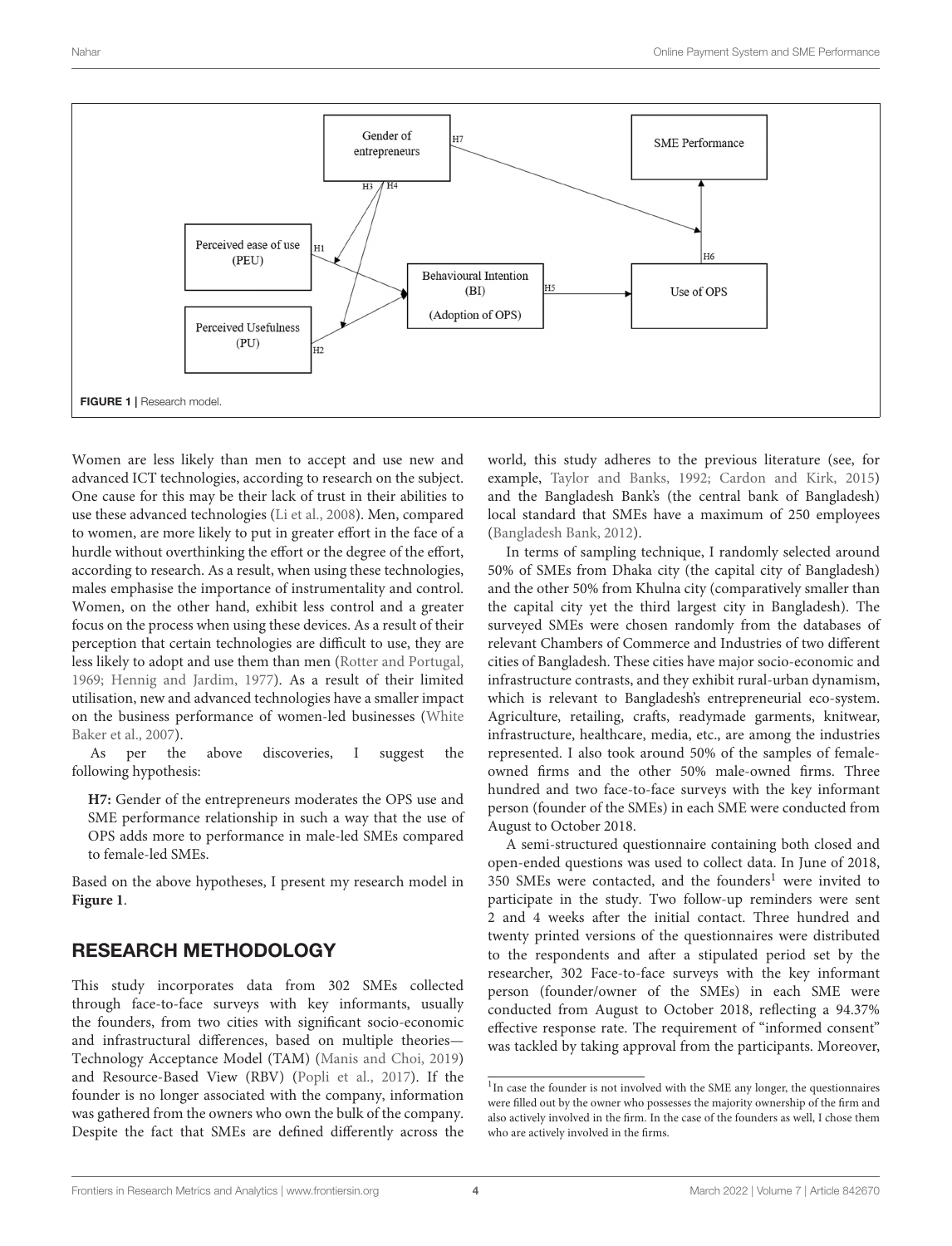FIGURE 1 | Research model.

Women are less likely than men to accept and use new and advanced ICT technologies, according to research on the subject. One cause for this may be their lack of trust in their abilities to use these advanced technologies (Li et al., 2008). Men, compared to women, are more likely to put in greater effort in the face of a hurdle without overthinking the effort or the degree of the effort, according to research. As a result, when using these technologies, males emphasise the importance of instrumentality and control. Women, on the other hand, exhibit less control and a greater focus on the process when using these devices. As a result of their perception that certain technologies are difficult to use, they are less likely to adopt and use them than men (Rotter and Portugal, 1969; Hennig and Jardim, 1977). As a result of their limited utilisation, new and advanced technologies have a smaller impact on the business performance of women-led businesses (White Baker et al., 2007).

As per the above discoveries, I suggest the following hypothesis:

> **H7:** Gender of the entrepreneurs moderates the OPS use and SME performance relationship in such a way that the use of OPS adds more to performance in male-led SMEs compared to female-led SMEs.

Based on the above hypotheses, I present my research model in **Figure 1**.

## RESEARCH METHODOLOGY

This study incorporates data from 302 SMEs collected through face-to-face surveys with key informants, usually the founders, from two cities with significant socio-economic and infrastructural differences, based on multiple theories—Technology Acceptance Model (TAM) (Manis and Choi, 2019) and Resource-Based View (RBV) (Popli et al., 2017). If the founder is no longer associated with the company, information was gathered from the owners who own the bulk of the company. Despite the fact that SMEs are defined differently across the world, this study adheres to the previous literature (see, for example, Taylor and Banks, 1992; Cardon and Kirk, 2015) and the Bangladesh Bank's (the central bank of Bangladesh) local standard that SMEs have a maximum of 250 employees (Bangladesh Bank, 2012).

In terms of sampling technique, I randomly selected around 50% of SMEs from Dhaka city (the capital city of Bangladesh) and the other 50% from Khulna city (comparatively smaller than the capital city yet the third largest city in Bangladesh). The surveyed SMEs were chosen randomly from the databases of relevant Chambers of Commerce and Industries of two different cities of Bangladesh. These cities have major socio-economic and infrastructure contrasts, and they exhibit rural-urban dynamism, which is relevant to Bangladesh's entrepreneurial eco-system. Agriculture, retailing, crafts, readymade garments, knitwear, infrastructure, healthcare, media, etc., are among the industries represented. I also took around 50% of the samples of female-owned firms and the other 50% male-owned firms. Three hundred and two face-to-face surveys with the key informant person (founder of the SMEs) in each SME were conducted from August to October 2018.

A semi-structured questionnaire containing both closed and open-ended questions was used to collect data. In June of 2018, 350 SMEs were contacted, and the founders[1] were invited to participate in the study. Two follow-up reminders were sent 2 and 4 weeks after the initial contact. Three hundred and twenty printed versions of the questionnaires were distributed to the respondents and after a stipulated period set by the researcher, 302 Face-to-face surveys with the key informant person (founder/owner of the SMEs) in each SME were conducted from August to October 2018, reflecting a 94.37% effective response rate. The requirement of "informed consent" was tackled by taking approval from the participants. Moreover,

[1]In case the founder is not involved with the SME any longer, the questionnaires were filled out by the owner who possesses the majority ownership of the firm and also actively involved in the firm. In the case of the founders as well, I chose them who are actively involved in the firms.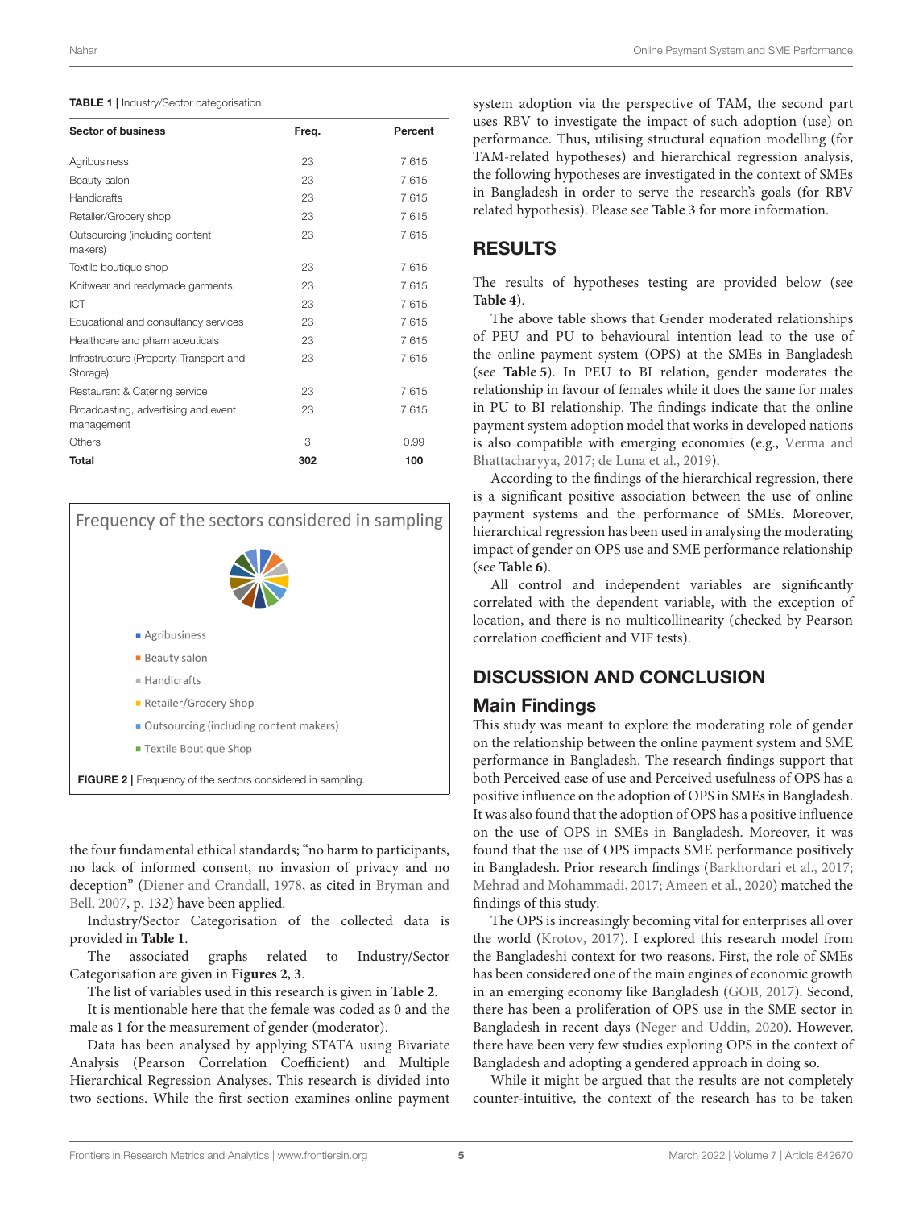**TABLE 1 |** Industry/Sector categorisation.

| Sector of business | Freq. | Percent |
|---|---|---|
| Agribusiness | 23 | 7.615 |
| Beauty salon | 23 | 7.615 |
| Handicrafts | 23 | 7.615 |
| Retailer/Grocery shop | 23 | 7.615 |
| Outsourcing (including content makers) | 23 | 7.615 |
| Textile boutique shop | 23 | 7.615 |
| Knitwear and readymade garments | 23 | 7.615 |
| ICT | 23 | 7.615 |
| Educational and consultancy services | 23 | 7.615 |
| Healthcare and pharmaceuticals | 23 | 7.615 |
| Infrastructure (Property, Transport and Storage) | 23 | 7.615 |
| Restaurant & Catering service | 23 | 7.615 |
| Broadcasting, advertising and event management | 23 | 7.615 |
| Others | 3 | 0.99 |
| **Total** | **302** | **100** |

Frequency of the sectors considered in sampling

- Agribusiness
- Beauty salon
- Handicrafts
- Retailer/Grocery Shop
- Outsourcing (including content makers)
- Textile Boutique Shop

**FIGURE 2 |** Frequency of the sectors considered in sampling.

the four fundamental ethical standards; "no harm to participants, no lack of informed consent, no invasion of privacy and no deception" (Diener and Crandall, 1978, as cited in Bryman and Bell, 2007, p. 132) have been applied.

Industry/Sector Categorisation of the collected data is provided in **Table 1**.

The associated graphs related to Industry/Sector Categorisation are given in **Figures 2**, **3**.

The list of variables used in this research is given in **Table 2**.

It is mentionable here that the female was coded as 0 and the male as 1 for the measurement of gender (moderator).

Data has been analysed by applying STATA using Bivariate Analysis (Pearson Correlation Coefficient) and Multiple Hierarchical Regression Analyses. This research is divided into two sections. While the first section examines online payment system adoption via the perspective of TAM, the second part uses RBV to investigate the impact of such adoption (use) on performance. Thus, utilising structural equation modelling (for TAM-related hypotheses) and hierarchical regression analysis, the following hypotheses are investigated in the context of SMEs in Bangladesh in order to serve the research's goals (for RBV related hypothesis). Please see **Table 3** for more information.

## RESULTS

The results of hypotheses testing are provided below (see **Table 4**).

The above table shows that Gender moderated relationships of PEU and PU to behavioural intention lead to the use of the online payment system (OPS) at the SMEs in Bangladesh (see **Table 5**). In PEU to BI relation, gender moderates the relationship in favour of females while it does the same for males in PU to BI relationship. The findings indicate that the online payment system adoption model that works in developed nations is also compatible with emerging economies (e.g., Verma and Bhattacharyya, 2017; de Luna et al., 2019).

According to the findings of the hierarchical regression, there is a significant positive association between the use of online payment systems and the performance of SMEs. Moreover, hierarchical regression has been used in analysing the moderating impact of gender on OPS use and SME performance relationship (see **Table 6**).

All control and independent variables are significantly correlated with the dependent variable, with the exception of location, and there is no multicollinearity (checked by Pearson correlation coefficient and VIF tests).

## DISCUSSION AND CONCLUSION

### Main Findings

This study was meant to explore the moderating role of gender on the relationship between the online payment system and SME performance in Bangladesh. The research findings support that both Perceived ease of use and Perceived usefulness of OPS has a positive influence on the adoption of OPS in SMEs in Bangladesh. It was also found that the adoption of OPS has a positive influence on the use of OPS in SMEs in Bangladesh. Moreover, it was found that the use of OPS impacts SME performance positively in Bangladesh. Prior research findings (Barkhordari et al., 2017; Mehrad and Mohammadi, 2017; Ameen et al., 2020) matched the findings of this study.

The OPS is increasingly becoming vital for enterprises all over the world (Krotov, 2017). I explored this research model from the Bangladeshi context for two reasons. First, the role of SMEs has been considered one of the main engines of economic growth in an emerging economy like Bangladesh (GOB, 2017). Second, there has been a proliferation of OPS use in the SME sector in Bangladesh in recent days (Neger and Uddin, 2020). However, there have been very few studies exploring OPS in the context of Bangladesh and adopting a gendered approach in doing so.

While it might be argued that the results are not completely counter-intuitive, the context of the research has to be taken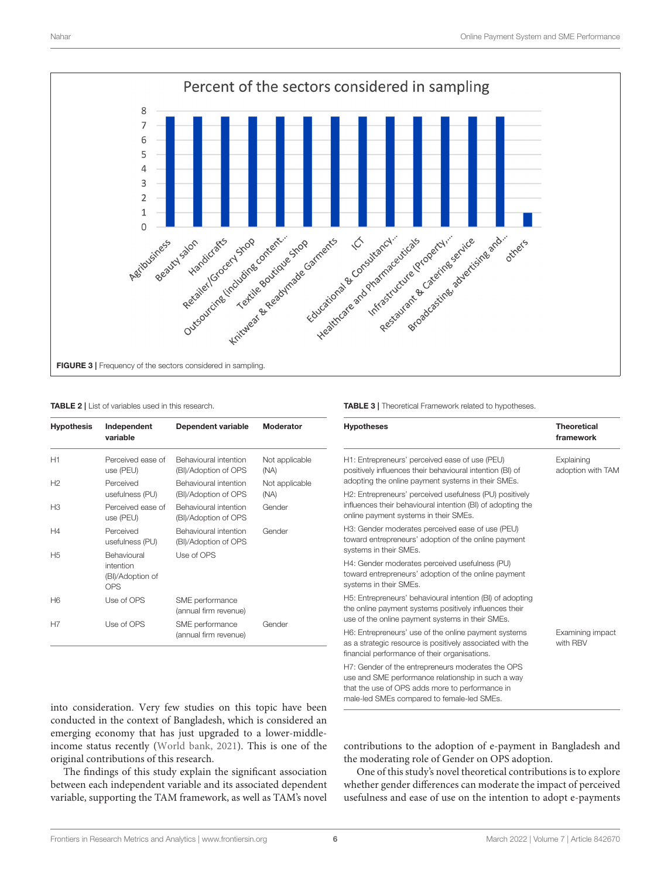Percent of the sectors considered in sampling

FIGURE 3 | Frequency of the sectors considered in sampling.

TABLE 2 | List of variables used in this research.

| Hypothesis | Independent variable | Dependent variable | Moderator |
|---|---|---|---|
| H1 | Perceived ease of use (PEU) | Behavioural intention (BI)/Adoption of OPS | Not applicable (NA) |
| H2 | Perceived usefulness (PU) | Behavioural intention (BI)/Adoption of OPS | Not applicable (NA) |
| H3 | Perceived ease of use (PEU) | Behavioural intention (BI)/Adoption of OPS | Gender |
| H4 | Perceived usefulness (PU) | Behavioural intention (BI)/Adoption of OPS | Gender |
| H5 | Behavioural intention (BI)/Adoption of OPS | Use of OPS | |
| H6 | Use of OPS | SME performance (annual firm revenue) | |
| H7 | Use of OPS | SME performance (annual firm revenue) | Gender |

TABLE 3 | Theoretical Framework related to hypotheses.

| Hypotheses | Theoretical framework |
|---|---|
| H1: Entrepreneurs' perceived ease of use (PEU) positively influences their behavioural intention (BI) of adopting the online payment systems in their SMEs. | Explaining adoption with TAM |
| H2: Entrepreneurs' perceived usefulness (PU) positively influences their behavioural intention (BI) of adopting the online payment systems in their SMEs. | |
| H3: Gender moderates perceived ease of use (PEU) toward entrepreneurs' adoption of the online payment systems in their SMEs. | |
| H4: Gender moderates perceived usefulness (PU) toward entrepreneurs' adoption of the online payment systems in their SMEs. | |
| H5: Entrepreneurs' behavioural intention (BI) of adopting the online payment systems positively influences their use of the online payment systems in their SMEs. | |
| H6: Entrepreneurs' use of the online payment systems as a strategic resource is positively associated with the financial performance of their organisations. | Examining impact with RBV |
| H7: Gender of the entrepreneurs moderates the OPS use and SME performance relationship in such a way that the use of OPS adds more to performance in male-led SMEs compared to female-led SMEs. | |

into consideration. Very few studies on this topic have been conducted in the context of Bangladesh, which is considered an emerging economy that has just upgraded to a lower-middle-income status recently (World bank, 2021). This is one of the original contributions of this research.

The findings of this study explain the significant association between each independent variable and its associated dependent variable, supporting the TAM framework, as well as TAM's novel contributions to the adoption of e-payment in Bangladesh and the moderating role of Gender on OPS adoption.

One of this study's novel theoretical contributions is to explore whether gender differences can moderate the impact of perceived usefulness and ease of use on the intention to adopt e-payments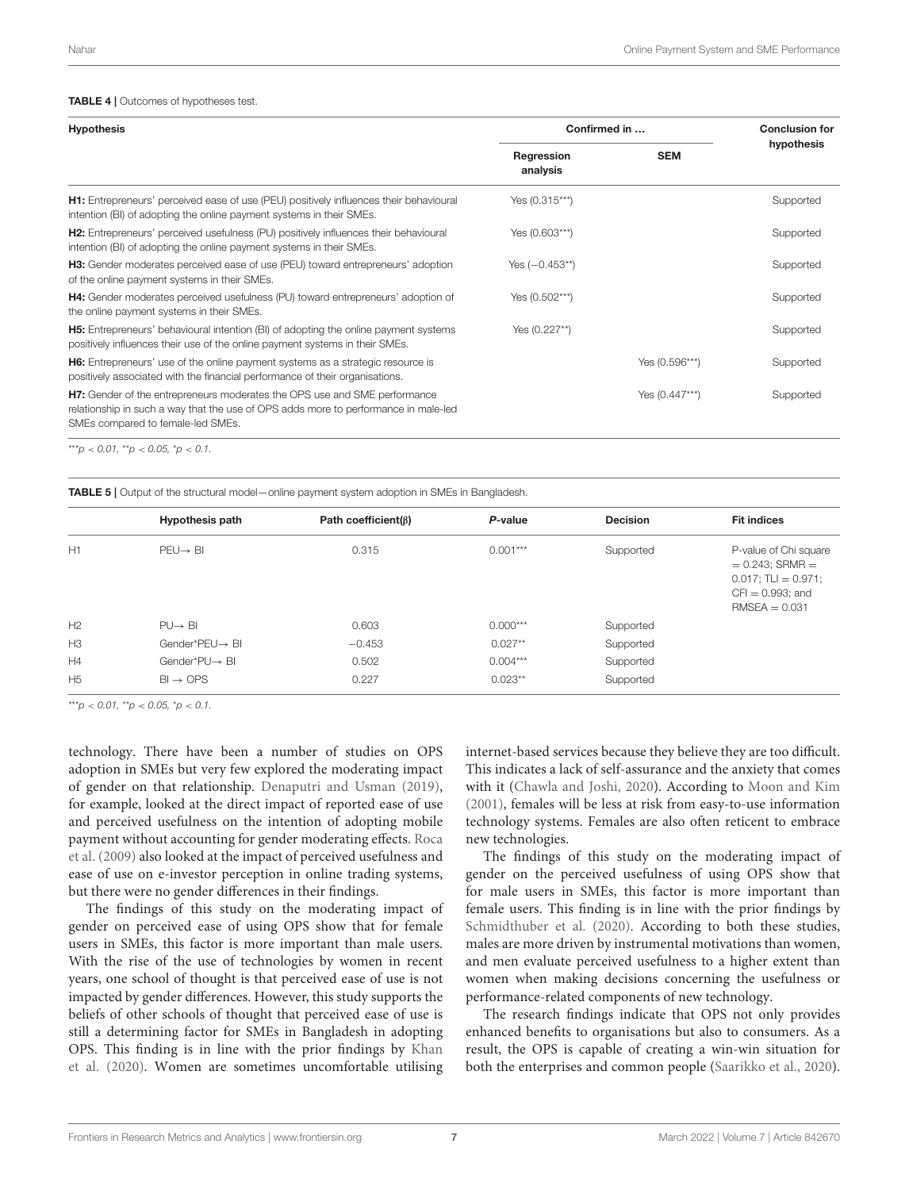**TABLE 4 |** Outcomes of hypotheses test.

| Hypothesis | Confirmed in … | | Conclusion for hypothesis |
|---|---|---|---|
| | Regression analysis | SEM | |
| **H1:** Entrepreneurs' perceived ease of use (PEU) positively influences their behavioural intention (BI) of adopting the online payment systems in their SMEs. | Yes (0.315***) | | Supported |
| **H2:** Entrepreneurs' perceived usefulness (PU) positively influences their behavioural intention (BI) of adopting the online payment systems in their SMEs. | Yes (0.603***) | | Supported |
| **H3:** Gender moderates perceived ease of use (PEU) toward entrepreneurs' adoption of the online payment systems in their SMEs. | Yes (−0.453**) | | Supported |
| **H4:** Gender moderates perceived usefulness (PU) toward entrepreneurs' adoption of the online payment systems in their SMEs. | Yes (0.502***) | | Supported |
| **H5:** Entrepreneurs' behavioural intention (BI) of adopting the online payment systems positively influences their use of the online payment systems in their SMEs. | Yes (0.227**) | | Supported |
| **H6:** Entrepreneurs' use of the online payment systems as a strategic resource is positively associated with the financial performance of their organisations. | | Yes (0.596***) | Supported |
| **H7:** Gender of the entrepreneurs moderates the OPS use and SME performance relationship in such a way that the use of OPS adds more to performance in male-led SMEs compared to female-led SMEs. | | Yes (0.447***) | Supported |

****p < 0.01, **p < 0.05, *p < 0.1.*

**TABLE 5 |** Output of the structural model—online payment system adoption in SMEs in Bangladesh.

| | Hypothesis path | Path coefficient(β) | P-value | Decision | Fit indices |
|---|---|---|---|---|---|
| H1 | PEU→ BI | 0.315 | 0.001*** | Supported | P-value of Chi square = 0.243; SRMR = 0.017; TLI = 0.971; CFI = 0.993; and RMSEA = 0.031 |
| H2 | PU→ BI | 0.603 | 0.000*** | Supported | |
| H3 | Gender*PEU→ BI | −0.453 | 0.027** | Supported | |
| H4 | Gender*PU→ BI | 0.502 | 0.004*** | Supported | |
| H5 | BI → OPS | 0.227 | 0.023** | Supported | |

****p < 0.01, **p < 0.05, *p < 0.1.*

technology. There have been a number of studies on OPS adoption in SMEs but very few explored the moderating impact of gender on that relationship. Denaputri and Usman (2019), for example, looked at the direct impact of reported ease of use and perceived usefulness on the intention of adopting mobile payment without accounting for gender moderating effects. Roca et al. (2009) also looked at the impact of perceived usefulness and ease of use on e-investor perception in online trading systems, but there were no gender differences in their findings.

The findings of this study on the moderating impact of gender on perceived ease of using OPS show that for female users in SMEs, this factor is more important than male users. With the rise of the use of technologies by women in recent years, one school of thought is that perceived ease of use is not impacted by gender differences. However, this study supports the beliefs of other schools of thought that perceived ease of use is still a determining factor for SMEs in Bangladesh in adopting OPS. This finding is in line with the prior findings by Khan et al. (2020). Women are sometimes uncomfortable utilising internet-based services because they believe they are too difficult. This indicates a lack of self-assurance and the anxiety that comes with it (Chawla and Joshi, 2020). According to Moon and Kim (2001), females will be less at risk from easy-to-use information technology systems. Females are also often reticent to embrace new technologies.

The findings of this study on the moderating impact of gender on the perceived usefulness of using OPS show that for male users in SMEs, this factor is more important than female users. This finding is in line with the prior findings by Schmidthuber et al. (2020). According to both these studies, males are more driven by instrumental motivations than women, and men evaluate perceived usefulness to a higher extent than women when making decisions concerning the usefulness or performance-related components of new technology.

The research findings indicate that OPS not only provides enhanced benefits to organisations but also to consumers. As a result, the OPS is capable of creating a win-win situation for both the enterprises and common people (Saarikko et al., 2020).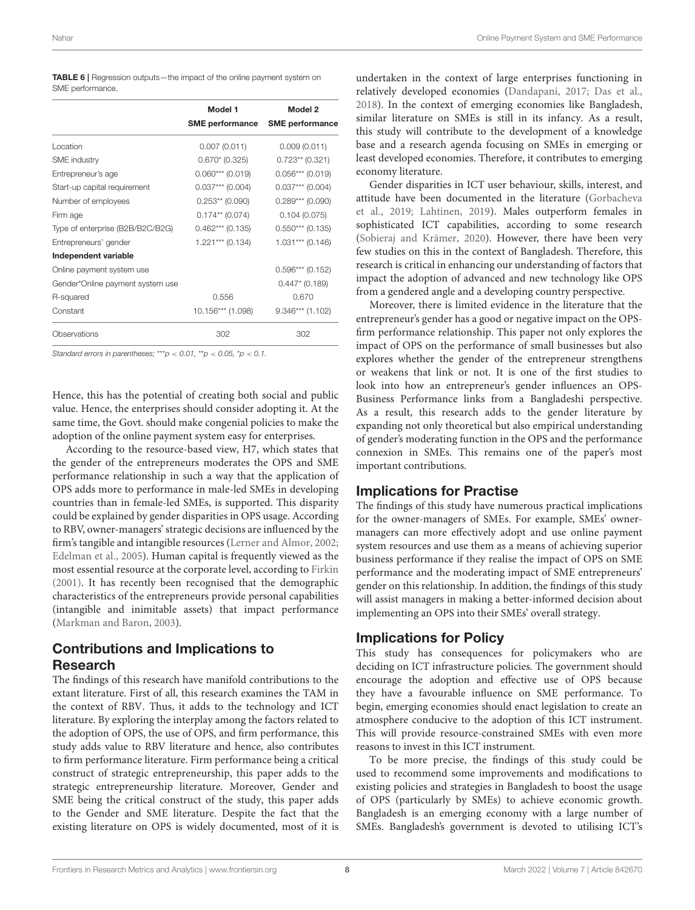**TABLE 6 |** Regression outputs—the impact of the online payment system on SME performance.

| | Model 1 | Model 2 |
|---|---|---|
| | SME performance | SME performance |
| Location | 0.007 (0.011) | 0.009 (0.011) |
| SME industry | 0.670* (0.325) | 0.723** (0.321) |
| Entrepreneur's age | 0.060*** (0.019) | 0.056*** (0.019) |
| Start-up capital requirement | 0.037*** (0.004) | 0.037*** (0.004) |
| Number of employees | 0.253** (0.090) | 0.289*** (0.090) |
| Firm age | 0.174** (0.074) | 0.104 (0.075) |
| Type of enterprise (B2B/B2C/B2G) | 0.462*** (0.135) | 0.550*** (0.135) |
| Entrepreneurs' gender | 1.221*** (0.134) | 1.031*** (0.146) |
| **Independent variable** | | |
| Online payment system use | | 0.596*** (0.152) |
| Gender*Online payment system use | | 0.447* (0.189) |
| R-squared | 0.556 | 0.670 |
| Constant | 10.156*** (1.098) | 9.346*** (1.102) |
| Observations | 302 | 302 |

*Standard errors in parentheses; ***$p < 0.01$, **$p < 0.05$, *$p < 0.1$.*

Hence, this has the potential of creating both social and public value. Hence, the enterprises should consider adopting it. At the same time, the Govt. should make congenial policies to make the adoption of the online payment system easy for enterprises.

According to the resource-based view, H7, which states that the gender of the entrepreneurs moderates the OPS and SME performance relationship in such a way that the application of OPS adds more to performance in male-led SMEs in developing countries than in female-led SMEs, is supported. This disparity could be explained by gender disparities in OPS usage. According to RBV, owner-managers' strategic decisions are influenced by the firm's tangible and intangible resources (Lerner and Almor, 2002; Edelman et al., 2005). Human capital is frequently viewed as the most essential resource at the corporate level, according to Firkin (2001). It has recently been recognised that the demographic characteristics of the entrepreneurs provide personal capabilities (intangible and inimitable assets) that impact performance (Markman and Baron, 2003).

## Contributions and Implications to Research

The findings of this research have manifold contributions to the extant literature. First of all, this research examines the TAM in the context of RBV. Thus, it adds to the technology and ICT literature. By exploring the interplay among the factors related to the adoption of OPS, the use of OPS, and firm performance, this study adds value to RBV literature and hence, also contributes to firm performance literature. Firm performance being a critical construct of strategic entrepreneurship, this paper adds to the strategic entrepreneurship literature. Moreover, Gender and SME being the critical construct of the study, this paper adds to the Gender and SME literature. Despite the fact that the existing literature on OPS is widely documented, most of it is undertaken in the context of large enterprises functioning in relatively developed economies (Dandapani, 2017; Das et al., 2018). In the context of emerging economies like Bangladesh, similar literature on SMEs is still in its infancy. As a result, this study will contribute to the development of a knowledge base and a research agenda focusing on SMEs in emerging or least developed economies. Therefore, it contributes to emerging economy literature.

Gender disparities in ICT user behaviour, skills, interest, and attitude have been documented in the literature (Gorbacheva et al., 2019; Lahtinen, 2019). Males outperform females in sophisticated ICT capabilities, according to some research (Sobieraj and Krämer, 2020). However, there have been very few studies on this in the context of Bangladesh. Therefore, this research is critical in enhancing our understanding of factors that impact the adoption of advanced and new technology like OPS from a gendered angle and a developing country perspective.

Moreover, there is limited evidence in the literature that the entrepreneur's gender has a good or negative impact on the OPS-firm performance relationship. This paper not only explores the impact of OPS on the performance of small businesses but also explores whether the gender of the entrepreneur strengthens or weakens that link or not. It is one of the first studies to look into how an entrepreneur's gender influences an OPS-Business Performance links from a Bangladeshi perspective. As a result, this research adds to the gender literature by expanding not only theoretical but also empirical understanding of gender's moderating function in the OPS and the performance connexion in SMEs. This remains one of the paper's most important contributions.

## Implications for Practise

The findings of this study have numerous practical implications for the owner-managers of SMEs. For example, SMEs' owner-managers can more effectively adopt and use online payment system resources and use them as a means of achieving superior business performance if they realise the impact of OPS on SME performance and the moderating impact of SME entrepreneurs' gender on this relationship. In addition, the findings of this study will assist managers in making a better-informed decision about implementing an OPS into their SMEs' overall strategy.

## Implications for Policy

This study has consequences for policymakers who are deciding on ICT infrastructure policies. The government should encourage the adoption and effective use of OPS because they have a favourable influence on SME performance. To begin, emerging economies should enact legislation to create an atmosphere conducive to the adoption of this ICT instrument. This will provide resource-constrained SMEs with even more reasons to invest in this ICT instrument.

To be more precise, the findings of this study could be used to recommend some improvements and modifications to existing policies and strategies in Bangladesh to boost the usage of OPS (particularly by SMEs) to achieve economic growth. Bangladesh is an emerging economy with a large number of SMEs. Bangladesh's government is devoted to utilising ICT's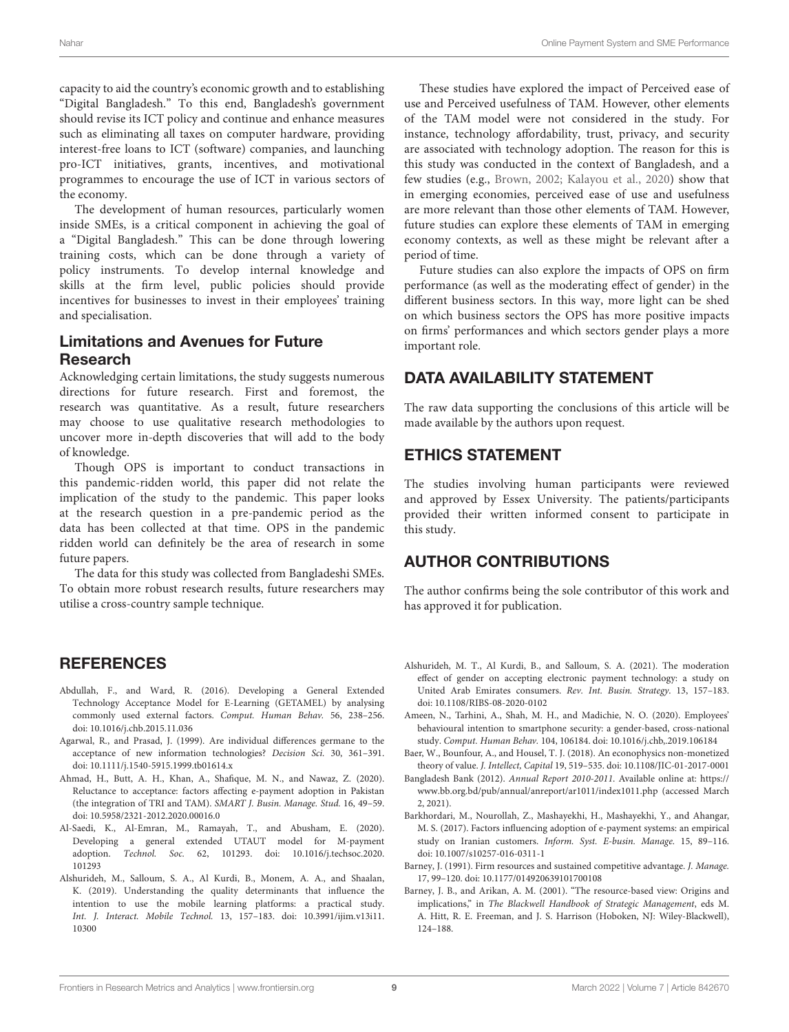capacity to aid the country's economic growth and to establishing "Digital Bangladesh." To this end, Bangladesh's government should revise its ICT policy and continue and enhance measures such as eliminating all taxes on computer hardware, providing interest-free loans to ICT (software) companies, and launching pro-ICT initiatives, grants, incentives, and motivational programmes to encourage the use of ICT in various sectors of the economy.

The development of human resources, particularly women inside SMEs, is a critical component in achieving the goal of a "Digital Bangladesh." This can be done through lowering training costs, which can be done through a variety of policy instruments. To develop internal knowledge and skills at the firm level, public policies should provide incentives for businesses to invest in their employees' training and specialisation.

### Limitations and Avenues for Future Research

Acknowledging certain limitations, the study suggests numerous directions for future research. First and foremost, the research was quantitative. As a result, future researchers may choose to use qualitative research methodologies to uncover more in-depth discoveries that will add to the body of knowledge.

Though OPS is important to conduct transactions in this pandemic-ridden world, this paper did not relate the implication of the study to the pandemic. This paper looks at the research question in a pre-pandemic period as the data has been collected at that time. OPS in the pandemic ridden world can definitely be the area of research in some future papers.

The data for this study was collected from Bangladeshi SMEs. To obtain more robust research results, future researchers may utilise a cross-country sample technique.

These studies have explored the impact of Perceived ease of use and Perceived usefulness of TAM. However, other elements of the TAM model were not considered in the study. For instance, technology affordability, trust, privacy, and security are associated with technology adoption. The reason for this is this study was conducted in the context of Bangladesh, and a few studies (e.g., Brown, 2002; Kalayou et al., 2020) show that in emerging economies, perceived ease of use and usefulness are more relevant than those other elements of TAM. However, future studies can explore these elements of TAM in emerging economy contexts, as well as these might be relevant after a period of time.

Future studies can also explore the impacts of OPS on firm performance (as well as the moderating effect of gender) in the different business sectors. In this way, more light can be shed on which business sectors the OPS has more positive impacts on firms' performances and which sectors gender plays a more important role.

## DATA AVAILABILITY STATEMENT

The raw data supporting the conclusions of this article will be made available by the authors upon request.

## ETHICS STATEMENT

The studies involving human participants were reviewed and approved by Essex University. The patients/participants provided their written informed consent to participate in this study.

## AUTHOR CONTRIBUTIONS

The author confirms being the sole contributor of this work and has approved it for publication.

## REFERENCES

Abdullah, F., and Ward, R. (2016). Developing a General Extended Technology Acceptance Model for E-Learning (GETAMEL) by analysing commonly used external factors. *Comput. Human Behav.* 56, 238–256. doi: 10.1016/j.chb.2015.11.036

Agarwal, R., and Prasad, J. (1999). Are individual differences germane to the acceptance of new information technologies? *Decision Sci.* 30, 361–391. doi: 10.1111/j.1540-5915.1999.tb01614.x

Ahmad, H., Butt, A. H., Khan, A., Shafique, M. N., and Nawaz, Z. (2020). Reluctance to acceptance: factors affecting e-payment adoption in Pakistan (the integration of TRI and TAM). *SMART J. Busin. Manage. Stud.* 16, 49–59. doi: 10.5958/2321-2012.2020.00016.0

Al-Saedi, K., Al-Emran, M., Ramayah, T., and Abusham, E. (2020). Developing a general extended UTAUT model for M-payment adoption. *Technol. Soc.* 62, 101293. doi: 10.1016/j.techsoc.2020.101293

Alshurideh, M., Salloum, S. A., Al Kurdi, B., Monem, A. A., and Shaalan, K. (2019). Understanding the quality determinants that influence the intention to use the mobile learning platforms: a practical study. *Int. J. Interact. Mobile Technol.* 13, 157–183. doi: 10.3991/ijim.v13i11.10300

Alshurideh, M. T., Al Kurdi, B., and Salloum, S. A. (2021). The moderation effect of gender on accepting electronic payment technology: a study on United Arab Emirates consumers. *Rev. Int. Busin. Strategy*. 13, 157–183. doi: 10.1108/RIBS-08-2020-0102

Ameen, N., Tarhini, A., Shah, M. H., and Madichie, N. O. (2020). Employees' behavioural intention to smartphone security: a gender-based, cross-national study. *Comput. Human Behav.* 104, 106184. doi: 10.1016/j.chb,.2019.106184

Baer, W., Bounfour, A., and Housel, T. J. (2018). An econophysics non-monetized theory of value. *J. Intellect, Capital* 19, 519–535. doi: 10.1108/JIC-01-2017-0001

Bangladesh Bank (2012). *Annual Report 2010-2011*. Available online at: https://www.bb.org.bd/pub/annual/anreport/ar1011/index1011.php (accessed March 2, 2021).

Barkhordari, M., Nourollah, Z., Mashayekhi, H., Mashayekhi, Y., and Ahangar, M. S. (2017). Factors influencing adoption of e-payment systems: an empirical study on Iranian customers. *Inform. Syst. E-busin. Manage.* 15, 89–116. doi: 10.1007/s10257-016-0311-1

Barney, J. (1991). Firm resources and sustained competitive advantage. *J. Manage.* 17, 99–120. doi: 10.1177/014920639101700108

Barney, J. B., and Arikan, A. M. (2001). "The resource-based view: Origins and implications," in *The Blackwell Handbook of Strategic Management*, eds M. A. Hitt, R. E. Freeman, and J. S. Harrison (Hoboken, NJ: Wiley-Blackwell), 124–188.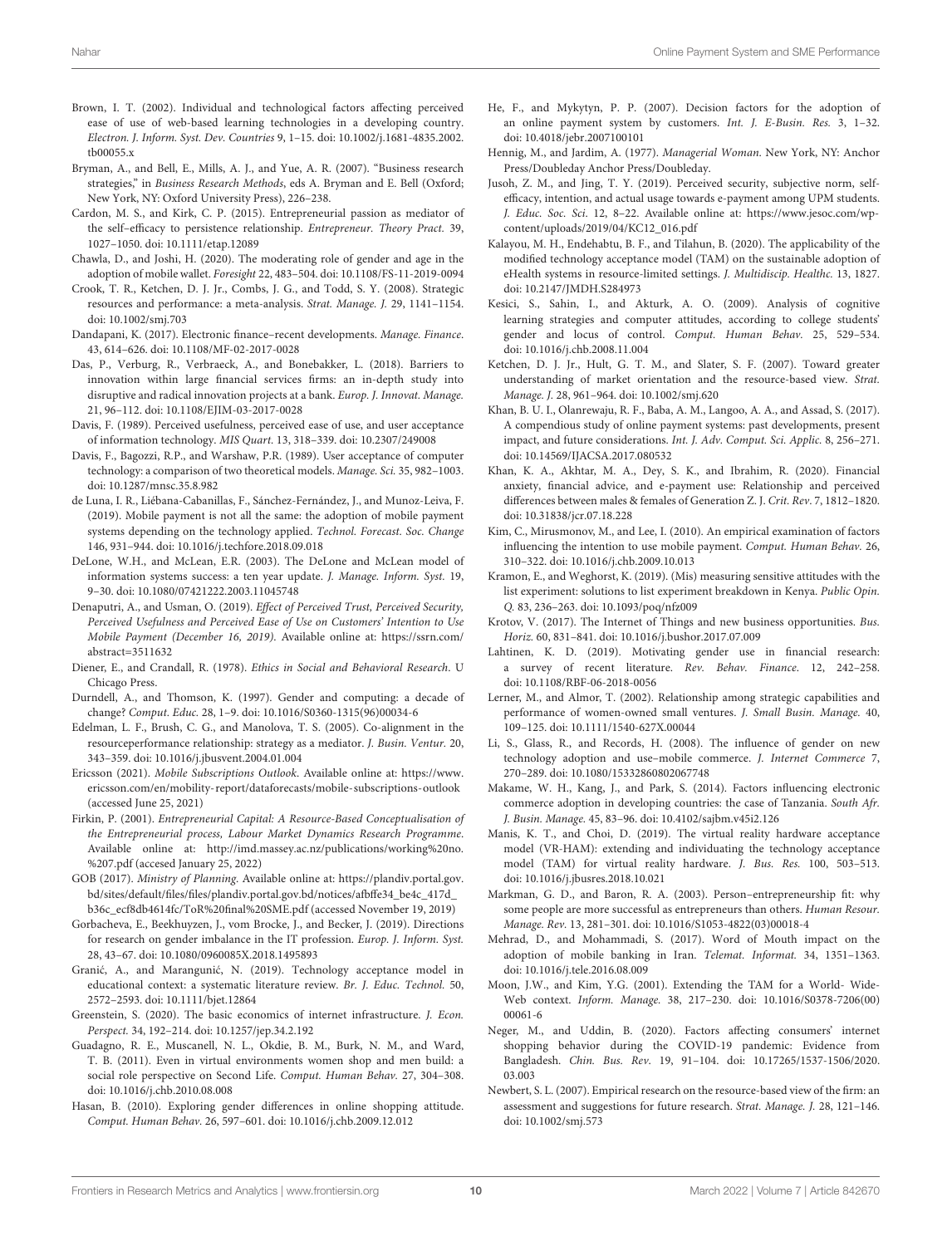Brown, I. T. (2002). Individual and technological factors affecting perceived ease of use of web-based learning technologies in a developing country. *Electron. J. Inform. Syst. Dev. Countries* 9, 1–15. doi: 10.1002/j.1681-4835.2002.tb00055.x

Bryman, A., and Bell, E., Mills, A. J., and Yue, A. R. (2007). "Business research strategies," in *Business Research Methods*, eds A. Bryman and E. Bell (Oxford; New York, NY: Oxford University Press), 226–238.

Cardon, M. S., and Kirk, C. P. (2015). Entrepreneurial passion as mediator of the self–efficacy to persistence relationship. *Entrepreneur. Theory Pract.* 39, 1027–1050. doi: 10.1111/etap.12089

Chawla, D., and Joshi, H. (2020). The moderating role of gender and age in the adoption of mobile wallet. *Foresight* 22, 483–504. doi: 10.1108/FS-11-2019-0094

Crook, T. R., Ketchen, D. J. Jr., Combs, J. G., and Todd, S. Y. (2008). Strategic resources and performance: a meta-analysis. *Strat. Manage. J.* 29, 1141–1154. doi: 10.1002/smj.703

Dandapani, K. (2017). Electronic finance–recent developments. *Manage. Finance.* 43, 614–626. doi: 10.1108/MF-02-2017-0028

Das, P., Verburg, R., Verbraeck, A., and Bonebakker, L. (2018). Barriers to innovation within large financial services firms: an in-depth study into disruptive and radical innovation projects at a bank. *Europ. J. Innovat. Manage.* 21, 96–112. doi: 10.1108/EJIM-03-2017-0028

Davis, F. (1989). Perceived usefulness, perceived ease of use, and user acceptance of information technology. *MIS Quart.* 13, 318–339. doi: 10.2307/249008

Davis, F., Bagozzi, R.P., and Warshaw, P.R. (1989). User acceptance of computer technology: a comparison of two theoretical models. *Manage. Sci.* 35, 982–1003. doi: 10.1287/mnsc.35.8.982

de Luna, I. R., Liébana-Cabanillas, F., Sánchez-Fernández, J., and Munoz-Leiva, F. (2019). Mobile payment is not all the same: the adoption of mobile payment systems depending on the technology applied. *Technol. Forecast. Soc. Change* 146, 931–944. doi: 10.1016/j.techfore.2018.09.018

DeLone, W.H., and McLean, E.R. (2003). The DeLone and McLean model of information systems success: a ten year update. *J. Manage. Inform. Syst.* 19, 9–30. doi: 10.1080/07421222.2003.11045748

Denaputri, A., and Usman, O. (2019). *Effect of Perceived Trust, Perceived Security, Perceived Usefulness and Perceived Ease of Use on Customers' Intention to Use Mobile Payment (December 16, 2019)*. Available online at: https://ssrn.com/abstract=3511632

Diener, E., and Crandall, R. (1978). *Ethics in Social and Behavioral Research*. U Chicago Press.

Durndell, A., and Thomson, K. (1997). Gender and computing: a decade of change? *Comput. Educ.* 28, 1–9. doi: 10.1016/S0360-1315(96)00034-6

Edelman, L. F., Brush, C. G., and Manolova, T. S. (2005). Co-alignment in the resourceperformance relationship: strategy as a mediator. *J. Busin. Ventur.* 20, 343–359. doi: 10.1016/j.jbusvent.2004.01.004

Ericsson (2021). *Mobile Subscriptions Outlook*. Available online at: https://www.ericsson.com/en/mobility-report/dataforecasts/mobile-subscriptions-outlook (accessed June 25, 2021)

Firkin, P. (2001). *Entrepreneurial Capital: A Resource-Based Conceptualisation of the Entrepreneurial process, Labour Market Dynamics Research Programme*. Available online at: http://imd.massey.ac.nz/publications/working%20no.%207.pdf (accesed January 25, 2022)

GOB (2017). *Ministry of Planning*. Available online at: https://plandiv.portal.gov.bd/sites/default/files/files/plandiv.portal.gov.bd/notices/afbffe34_be4c_417d_b36c_ecf8db4614fc/ToR%20final%20SME.pdf (accessed November 19, 2019)

Gorbacheva, E., Beekhuyzen, J., vom Brocke, J., and Becker, J. (2019). Directions for research on gender imbalance in the IT profession. *Europ. J. Inform. Syst.* 28, 43–67. doi: 10.1080/0960085X.2018.1495893

Granić, A., and Marangunić, N. (2019). Technology acceptance model in educational context: a systematic literature review. *Br. J. Educ. Technol.* 50, 2572–2593. doi: 10.1111/bjet.12864

Greenstein, S. (2020). The basic economics of internet infrastructure. *J. Econ. Perspect.* 34, 192–214. doi: 10.1257/jep.34.2.192

Guadagno, R. E., Muscanell, N. L., Okdie, B. M., Burk, N. M., and Ward, T. B. (2011). Even in virtual environments women shop and men build: a social role perspective on Second Life. *Comput. Human Behav.* 27, 304–308. doi: 10.1016/j.chb.2010.08.008

Hasan, B. (2010). Exploring gender differences in online shopping attitude. *Comput. Human Behav.* 26, 597–601. doi: 10.1016/j.chb.2009.12.012

He, F., and Mykytyn, P. P. (2007). Decision factors for the adoption of an online payment system by customers. *Int. J. E-Busin. Res.* 3, 1–32. doi: 10.4018/jebr.2007100101

Hennig, M., and Jardim, A. (1977). *Managerial Woman*. New York, NY: Anchor Press/Doubleday Anchor Press/Doubleday.

Jusoh, Z. M., and Jing, T. Y. (2019). Perceived security, subjective norm, self-efficacy, intention, and actual usage towards e-payment among UPM students. *J. Educ. Soc. Sci.* 12, 8–22. Available online at: https://www.jesoc.com/wp-content/uploads/2019/04/KC12_016.pdf

Kalayou, M. H., Endehabtu, B. F., and Tilahun, B. (2020). The applicability of the modified technology acceptance model (TAM) on the sustainable adoption of eHealth systems in resource-limited settings. *J. Multidiscip. Healthc.* 13, 1827. doi: 10.2147/JMDH.S284973

Kesici, S., Sahin, I., and Akturk, A. O. (2009). Analysis of cognitive learning strategies and computer attitudes, according to college students' gender and locus of control. *Comput. Human Behav.* 25, 529–534. doi: 10.1016/j.chb.2008.11.004

Ketchen, D. J. Jr., Hult, G. T. M., and Slater, S. F. (2007). Toward greater understanding of market orientation and the resource-based view. *Strat. Manage. J.* 28, 961–964. doi: 10.1002/smj.620

Khan, B. U. I., Olanrewaju, R. F., Baba, A. M., Langoo, A. A., and Assad, S. (2017). A compendious study of online payment systems: past developments, present impact, and future considerations. *Int. J. Adv. Comput. Sci. Applic.* 8, 256–271. doi: 10.14569/IJACSA.2017.080532

Khan, K. A., Akhtar, M. A., Dey, S. K., and Ibrahim, R. (2020). Financial anxiety, financial advice, and e-payment use: Relationship and perceived differences between males & females of Generation Z. *J. Crit. Rev*. 7, 1812–1820. doi: 10.31838/jcr.07.18.228

Kim, C., Mirusmonov, M., and Lee, I. (2010). An empirical examination of factors influencing the intention to use mobile payment. *Comput. Human Behav.* 26, 310–322. doi: 10.1016/j.chb.2009.10.013

Kramon, E., and Weghorst, K. (2019). (Mis) measuring sensitive attitudes with the list experiment: solutions to list experiment breakdown in Kenya. *Public Opin. Q.* 83, 236–263. doi: 10.1093/poq/nfz009

Krotov, V. (2017). The Internet of Things and new business opportunities. *Bus. Horiz.* 60, 831–841. doi: 10.1016/j.bushor.2017.07.009

Lahtinen, K. D. (2019). Motivating gender use in financial research: a survey of recent literature. *Rev. Behav. Finance*. 12, 242–258. doi: 10.1108/RBF-06-2018-0056

Lerner, M., and Almor, T. (2002). Relationship among strategic capabilities and performance of women-owned small ventures. *J. Small Busin. Manage.* 40, 109–125. doi: 10.1111/1540-627X.00044

Li, S., Glass, R., and Records, H. (2008). The influence of gender on new technology adoption and use–mobile commerce. *J. Internet Commerce* 7, 270–289. doi: 10.1080/15332860802067748

Makame, W. H., Kang, J., and Park, S. (2014). Factors influencing electronic commerce adoption in developing countries: the case of Tanzania. *South Afr. J. Busin. Manage.* 45, 83–96. doi: 10.4102/sajbm.v45i2.126

Manis, K. T., and Choi, D. (2019). The virtual reality hardware acceptance model (VR-HAM): extending and individuating the technology acceptance model (TAM) for virtual reality hardware. *J. Bus. Res.* 100, 503–513. doi: 10.1016/j.jbusres.2018.10.021

Markman, G. D., and Baron, R. A. (2003). Person–entrepreneurship fit: why some people are more successful as entrepreneurs than others. *Human Resour. Manage. Rev.* 13, 281–301. doi: 10.1016/S1053-4822(03)00018-4

Mehrad, D., and Mohammadi, S. (2017). Word of Mouth impact on the adoption of mobile banking in Iran. *Telemat. Informat.* 34, 1351–1363. doi: 10.1016/j.tele.2016.08.009

Moon, J.W., and Kim, Y.G. (2001). Extending the TAM for a World- Wide-Web context. *Inform. Manage.* 38, 217–230. doi: 10.1016/S0378-7206(00)00061-6

Neger, M., and Uddin, B. (2020). Factors affecting consumers' internet shopping behavior during the COVID-19 pandemic: Evidence from Bangladesh. *Chin. Bus. Rev*. 19, 91–104. doi: 10.17265/1537-1506/2020.03.003

Newbert, S. L. (2007). Empirical research on the resource-based view of the firm: an assessment and suggestions for future research. *Strat. Manage. J.* 28, 121–146. doi: 10.1002/smj.573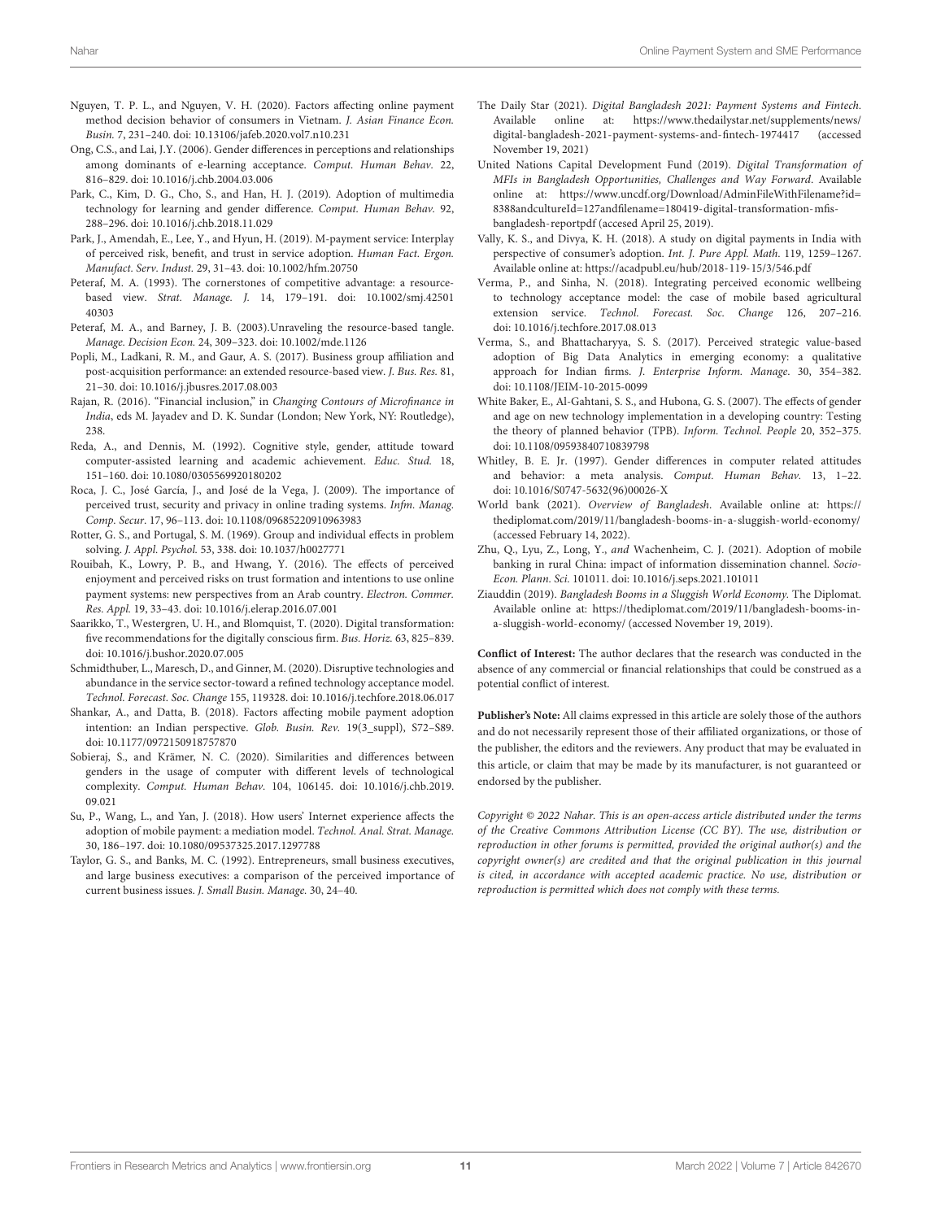Nguyen, T. P. L., and Nguyen, V. H. (2020). Factors affecting online payment method decision behavior of consumers in Vietnam. *J. Asian Finance Econ. Busin.* 7, 231–240. doi: 10.13106/jafeb.2020.vol7.n10.231

Ong, C.S., and Lai, J.Y. (2006). Gender differences in perceptions and relationships among dominants of e-learning acceptance. *Comput. Human Behav.* 22, 816–829. doi: 10.1016/j.chb.2004.03.006

Park, C., Kim, D. G., Cho, S., and Han, H. J. (2019). Adoption of multimedia technology for learning and gender difference. *Comput. Human Behav.* 92, 288–296. doi: 10.1016/j.chb.2018.11.029

Park, J., Amendah, E., Lee, Y., and Hyun, H. (2019). M-payment service: Interplay of perceived risk, benefit, and trust in service adoption. *Human Fact. Ergon. Manufact. Serv. Indust.* 29, 31–43. doi: 10.1002/hfm.20750

Peteraf, M. A. (1993). The cornerstones of competitive advantage: a resource-based view. *Strat. Manage. J.* 14, 179–191. doi: 10.1002/smj.4250140303

Peteraf, M. A., and Barney, J. B. (2003).Unraveling the resource-based tangle. *Manage. Decision Econ.* 24, 309–323. doi: 10.1002/mde.1126

Popli, M., Ladkani, R. M., and Gaur, A. S. (2017). Business group affiliation and post-acquisition performance: an extended resource-based view. *J. Bus. Res.* 81, 21–30. doi: 10.1016/j.jbusres.2017.08.003

Rajan, R. (2016). "Financial inclusion," in *Changing Contours of Microfinance in India*, eds M. Jayadev and D. K. Sundar (London; New York, NY: Routledge), 238.

Reda, A., and Dennis, M. (1992). Cognitive style, gender, attitude toward computer-assisted learning and academic achievement. *Educ. Stud.* 18, 151–160. doi: 10.1080/0305569920180202

Roca, J. C., José García, J., and José de la Vega, J. (2009). The importance of perceived trust, security and privacy in online trading systems. *Infm. Manag. Comp. Secur.* 17, 96–113. doi: 10.1108/09685220910963983

Rotter, G. S., and Portugal, S. M. (1969). Group and individual effects in problem solving. *J. Appl. Psychol.* 53, 338. doi: 10.1037/h0027771

Rouibah, K., Lowry, P. B., and Hwang, Y. (2016). The effects of perceived enjoyment and perceived risks on trust formation and intentions to use online payment systems: new perspectives from an Arab country. *Electron. Commer. Res. Appl.* 19, 33–43. doi: 10.1016/j.elerap.2016.07.001

Saarikko, T., Westergren, U. H., and Blomquist, T. (2020). Digital transformation: five recommendations for the digitally conscious firm. *Bus. Horiz.* 63, 825–839. doi: 10.1016/j.bushor.2020.07.005

Schmidthuber, L., Maresch, D., and Ginner, M. (2020). Disruptive technologies and abundance in the service sector-toward a refined technology acceptance model. *Technol. Forecast. Soc. Change* 155, 119328. doi: 10.1016/j.techfore.2018.06.017

Shankar, A., and Datta, B. (2018). Factors affecting mobile payment adoption intention: an Indian perspective. *Glob. Busin. Rev.* 19(3_suppl), S72–S89. doi: 10.1177/0972150918757870

Sobieraj, S., and Krämer, N. C. (2020). Similarities and differences between genders in the usage of computer with different levels of technological complexity. *Comput. Human Behav.* 104, 106145. doi: 10.1016/j.chb.2019.09.021

Su, P., Wang, L., and Yan, J. (2018). How users' Internet experience affects the adoption of mobile payment: a mediation model. *Technol. Anal. Strat. Manage.* 30, 186–197. doi: 10.1080/09537325.2017.1297788

Taylor, G. S., and Banks, M. C. (1992). Entrepreneurs, small business executives, and large business executives: a comparison of the perceived importance of current business issues. *J. Small Busin. Manage.* 30, 24–40.

The Daily Star (2021). *Digital Bangladesh 2021: Payment Systems and Fintech*. Available online at: https://www.thedailystar.net/supplements/news/digital-bangladesh-2021-payment-systems-and-fintech-1974417 (accessed November 19, 2021)

United Nations Capital Development Fund (2019). *Digital Transformation of MFIs in Bangladesh Opportunities, Challenges and Way Forward*. Available online at: https://www.uncdf.org/Download/AdminFileWithFilename?id=8388andcultureId=127andfilename=180419-digital-transformation-mfis-bangladesh-reportpdf (accesed April 25, 2019).

Vally, K. S., and Divya, K. H. (2018). A study on digital payments in India with perspective of consumer's adoption. *Int. J. Pure Appl. Math.* 119, 1259–1267. Available online at: https://acadpubl.eu/hub/2018-119-15/3/546.pdf

Verma, P., and Sinha, N. (2018). Integrating perceived economic wellbeing to technology acceptance model: the case of mobile based agricultural extension service. *Technol. Forecast. Soc. Change* 126, 207–216. doi: 10.1016/j.techfore.2017.08.013

Verma, S., and Bhattacharyya, S. S. (2017). Perceived strategic value-based adoption of Big Data Analytics in emerging economy: a qualitative approach for Indian firms. *J. Enterprise Inform. Manage.* 30, 354–382. doi: 10.1108/JEIM-10-2015-0099

White Baker, E., Al-Gahtani, S. S., and Hubona, G. S. (2007). The effects of gender and age on new technology implementation in a developing country: Testing the theory of planned behavior (TPB). *Inform. Technol. People* 20, 352–375. doi: 10.1108/09593840710839798

Whitley, B. E. Jr. (1997). Gender differences in computer related attitudes and behavior: a meta analysis. *Comput. Human Behav.* 13, 1–22. doi: 10.1016/S0747-5632(96)00026-X

World bank (2021). *Overview of Bangladesh*. Available online at: https://thediplomat.com/2019/11/bangladesh-booms-in-a-sluggish-world-economy/ (accessed February 14, 2022).

Zhu, Q., Lyu, Z., Long, Y., *and* Wachenheim, C. J. (2021). Adoption of mobile banking in rural China: impact of information dissemination channel. *Socio-Econ. Plann. Sci.* 101011. doi: 10.1016/j.seps.2021.101011

Ziauddin (2019). *Bangladesh Booms in a Sluggish World Economy*. The Diplomat. Available online at: https://thediplomat.com/2019/11/bangladesh-booms-in-a-sluggish-world-economy/ (accessed November 19, 2019).

**Conflict of Interest:** The author declares that the research was conducted in the absence of any commercial or financial relationships that could be construed as a potential conflict of interest.

**Publisher's Note:** All claims expressed in this article are solely those of the authors and do not necessarily represent those of their affiliated organizations, or those of the publisher, the editors and the reviewers. Any product that may be evaluated in this article, or claim that may be made by its manufacturer, is not guaranteed or endorsed by the publisher.

*Copyright © 2022 Nahar. This is an open-access article distributed under the terms of the Creative Commons Attribution License (CC BY). The use, distribution or reproduction in other forums is permitted, provided the original author(s) and the copyright owner(s) are credited and that the original publication in this journal is cited, in accordance with accepted academic practice. No use, distribution or reproduction is permitted which does not comply with these terms.*